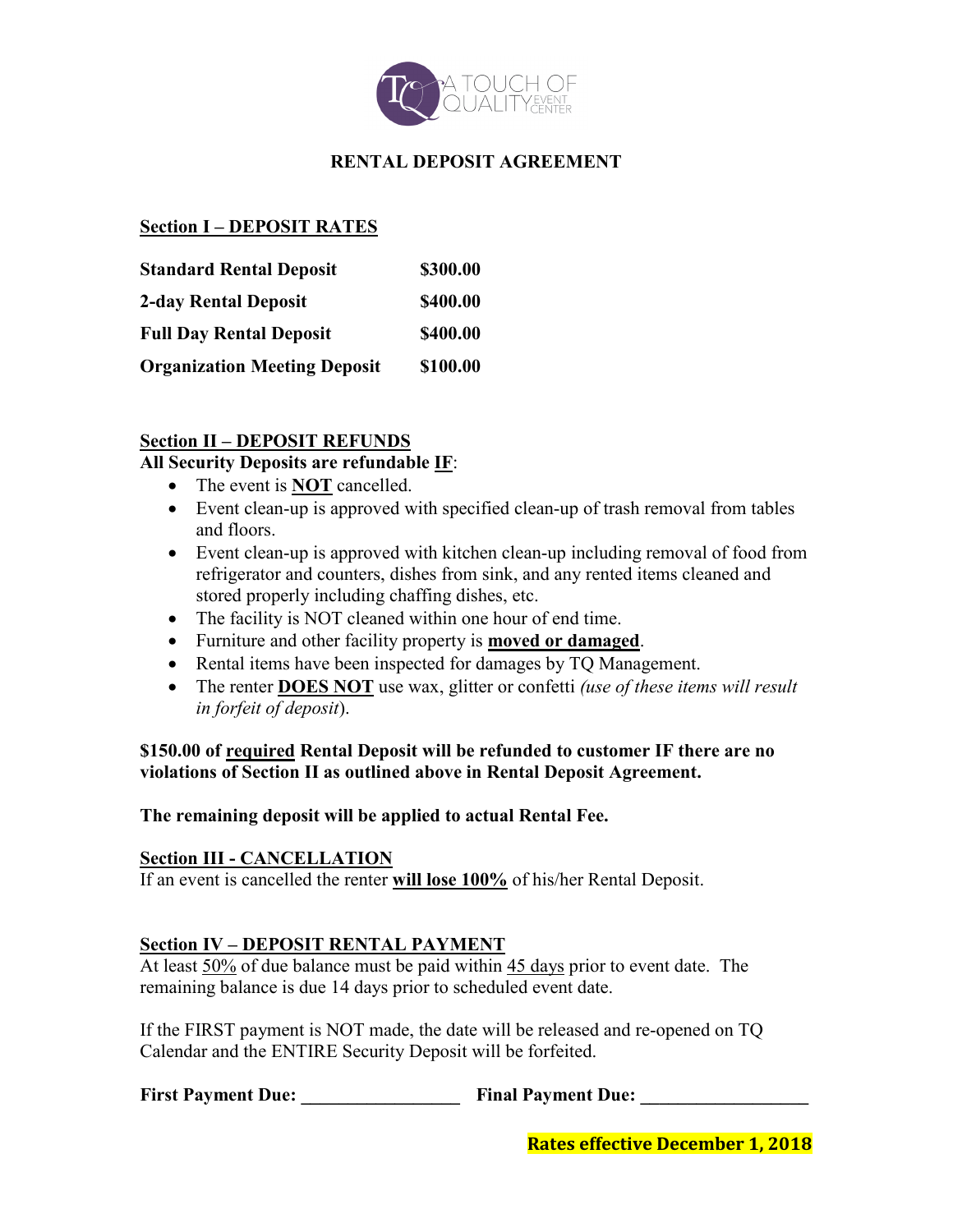A TOUCH OF QUALITY EVENT CENTER

# RENTAL DEPOSIT AGREEMENT

## <u>Section I – DEPOSIT RATES</u>

| | |
|---|---|
| **Standard Rental Deposit** | **$300.00** |
| **2-day Rental Deposit** | **$400.00** |
| **Full Day Rental Deposit** | **$400.00** |
| **Organization Meeting Deposit** | **$100.00** |

## <u>Section II – DEPOSIT REFUNDS</u>

**All Security Deposits are refundable <u>IF</u>**:

- The event is **<u>NOT</u>** cancelled.
- Event clean-up is approved with specified clean-up of trash removal from tables and floors.
- Event clean-up is approved with kitchen clean-up including removal of food from refrigerator and counters, dishes from sink, and any rented items cleaned and stored properly including chaffing dishes, etc.
- The facility is NOT cleaned within one hour of end time.
- Furniture and other facility property is **<u>moved or damaged</u>**.
- Rental items have been inspected for damages by TQ Management.
- The renter **<u>DOES NOT</u>** use wax, glitter or confetti *(use of these items will result in forfeit of deposit*).

**$150.00 of <u>required</u> Rental Deposit will be refunded to customer IF there are no violations of Section II as outlined above in Rental Deposit Agreement.**

**The remaining deposit will be applied to actual Rental Fee.**

## <u>Section III - CANCELLATION</u>

If an event is cancelled the renter **<u>will lose 100%</u>** of his/her Rental Deposit.

## <u>Section IV – DEPOSIT RENTAL PAYMENT</u>

At least <u>50%</u> of due balance must be paid within <u>45 days</u> prior to event date. The remaining balance is due 14 days prior to scheduled event date.

If the FIRST payment is NOT made, the date will be released and re-opened on TQ Calendar and the ENTIRE Security Deposit will be forfeited.

**First Payment Due:** _________________ **Final Payment Due:** __________________

**Rates effective December 1, 2018**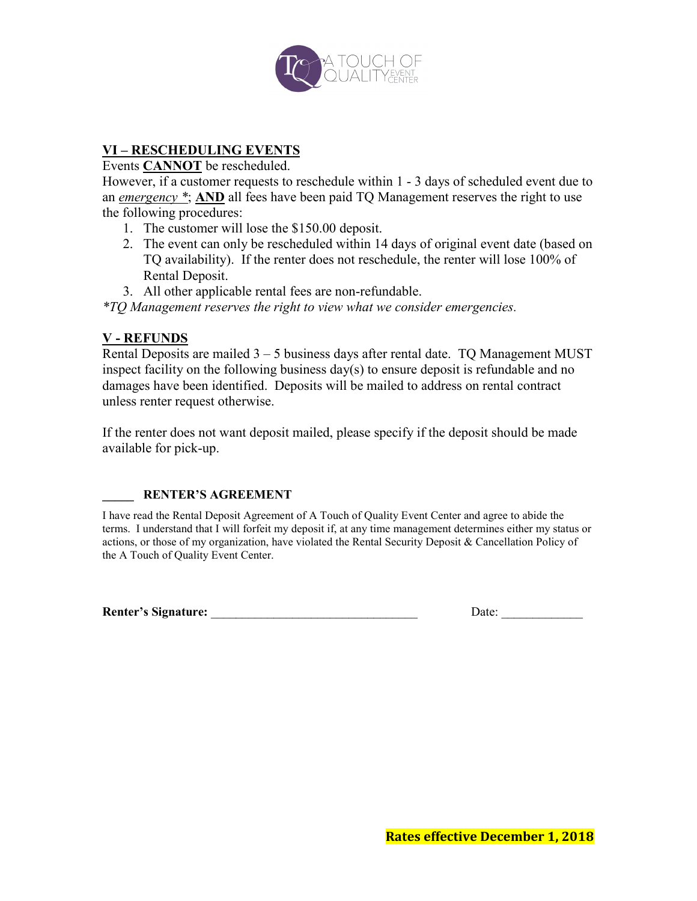## VI – RESCHEDULING EVENTS

Events **CANNOT** be rescheduled.

However, if a customer requests to reschedule within 1 - 3 days of scheduled event due to an *emergency* *; **AND** all fees have been paid TQ Management reserves the right to use the following procedures:

1. The customer will lose the $150.00 deposit.
2. The event can only be rescheduled within 14 days of original event date (based on TQ availability). If the renter does not reschedule, the renter will lose 100% of Rental Deposit.
3. All other applicable rental fees are non-refundable.

**TQ Management reserves the right to view what we consider emergencies.*

## V - REFUNDS

Rental Deposits are mailed 3 – 5 business days after rental date. TQ Management MUST inspect facility on the following business day(s) to ensure deposit is refundable and no damages have been identified. Deposits will be mailed to address on rental contract unless renter request otherwise.

If the renter does not want deposit mailed, please specify if the deposit should be made available for pick-up.

_____ **RENTER'S AGREEMENT**

I have read the Rental Deposit Agreement of A Touch of Quality Event Center and agree to abide the terms. I understand that I will forfeit my deposit if, at any time management determines either my status or actions, or those of my organization, have violated the Rental Security Deposit & Cancellation Policy of the A Touch of Quality Event Center.

**Renter's Signature:** _________________________________ Date: _____________

**Rates effective December 1, 2018**